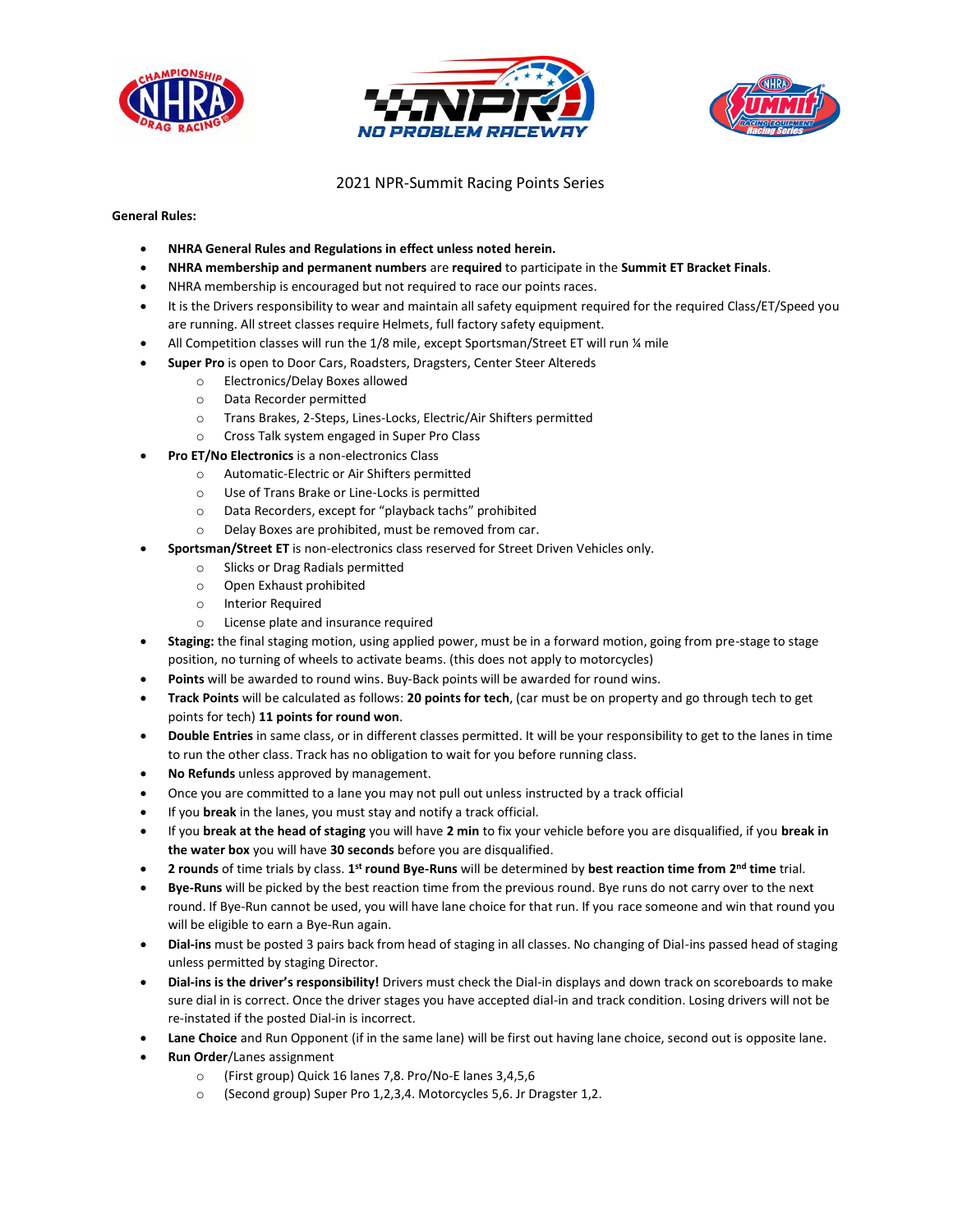# 2021 NPR-Summit Racing Points Series

**General Rules:**

- **NHRA General Rules and Regulations in effect unless noted herein.**
- **NHRA membership and permanent numbers** are **required** to participate in the **Summit ET Bracket Finals**.
- NHRA membership is encouraged but not required to race our points races.
- It is the Drivers responsibility to wear and maintain all safety equipment required for the required Class/ET/Speed you are running. All street classes require Helmets, full factory safety equipment.
- All Competition classes will run the 1/8 mile, except Sportsman/Street ET will run ¼ mile
- **Super Pro** is open to Door Cars, Roadsters, Dragsters, Center Steer Altereds
  - Electronics/Delay Boxes allowed
  - Data Recorder permitted
  - Trans Brakes, 2-Steps, Lines-Locks, Electric/Air Shifters permitted
  - Cross Talk system engaged in Super Pro Class
- **Pro ET/No Electronics** is a non-electronics Class
  - Automatic-Electric or Air Shifters permitted
  - Use of Trans Brake or Line-Locks is permitted
  - Data Recorders, except for "playback tachs" prohibited
  - Delay Boxes are prohibited, must be removed from car.
- **Sportsman/Street ET** is non-electronics class reserved for Street Driven Vehicles only.
  - Slicks or Drag Radials permitted
  - Open Exhaust prohibited
  - Interior Required
  - License plate and insurance required
- **Staging:** the final staging motion, using applied power, must be in a forward motion, going from pre-stage to stage position, no turning of wheels to activate beams. (this does not apply to motorcycles)
- **Points** will be awarded to round wins. Buy-Back points will be awarded for round wins.
- **Track Points** will be calculated as follows: **20 points for tech**, (car must be on property and go through tech to get points for tech) **11 points for round won**.
- **Double Entries** in same class, or in different classes permitted. It will be your responsibility to get to the lanes in time to run the other class. Track has no obligation to wait for you before running class.
- **No Refunds** unless approved by management.
- Once you are committed to a lane you may not pull out unless instructed by a track official
- If you **break** in the lanes, you must stay and notify a track official.
- If you **break at the head of staging** you will have **2 min** to fix your vehicle before you are disqualified, if you **break in the water box** you will have **30 seconds** before you are disqualified.
- **2 rounds** of time trials by class. **1st round Bye-Runs** will be determined by **best reaction time from 2nd time** trial.
- **Bye-Runs** will be picked by the best reaction time from the previous round. Bye runs do not carry over to the next round. If Bye-Run cannot be used, you will have lane choice for that run. If you race someone and win that round you will be eligible to earn a Bye-Run again.
- **Dial-ins** must be posted 3 pairs back from head of staging in all classes. No changing of Dial-ins passed head of staging unless permitted by staging Director.
- **Dial-ins is the driver's responsibility!** Drivers must check the Dial-in displays and down track on scoreboards to make sure dial in is correct. Once the driver stages you have accepted dial-in and track condition. Losing drivers will not be re-instated if the posted Dial-in is incorrect.
- **Lane Choice** and Run Opponent (if in the same lane) will be first out having lane choice, second out is opposite lane.
- **Run Order**/Lanes assignment
  - (First group) Quick 16 lanes 7,8. Pro/No-E lanes 3,4,5,6
  - (Second group) Super Pro 1,2,3,4. Motorcycles 5,6. Jr Dragster 1,2.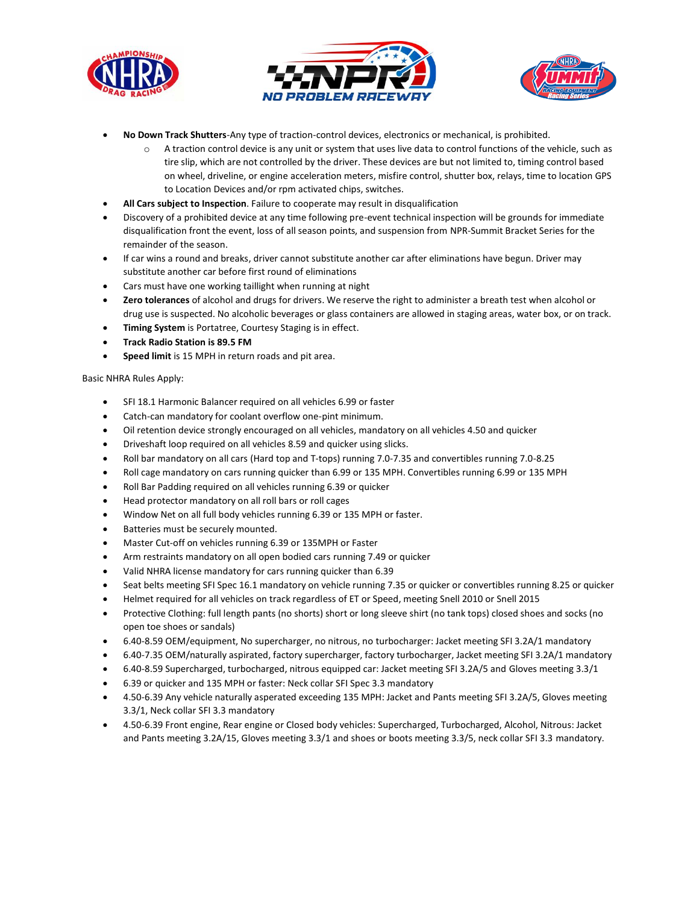- **No Down Track Shutters**-Any type of traction-control devices, electronics or mechanical, is prohibited.
    - A traction control device is any unit or system that uses live data to control functions of the vehicle, such as tire slip, which are not controlled by the driver. These devices are but not limited to, timing control based on wheel, driveline, or engine acceleration meters, misfire control, shutter box, relays, time to location GPS to Location Devices and/or rpm activated chips, switches.
- **All Cars subject to Inspection**. Failure to cooperate may result in disqualification
- Discovery of a prohibited device at any time following pre-event technical inspection will be grounds for immediate disqualification front the event, loss of all season points, and suspension from NPR-Summit Bracket Series for the remainder of the season.
- If car wins a round and breaks, driver cannot substitute another car after eliminations have begun. Driver may substitute another car before first round of eliminations
- Cars must have one working taillight when running at night
- **Zero tolerances** of alcohol and drugs for drivers. We reserve the right to administer a breath test when alcohol or drug use is suspected. No alcoholic beverages or glass containers are allowed in staging areas, water box, or on track.
- **Timing System** is Portatree, Courtesy Staging is in effect.
- **Track Radio Station is 89.5 FM**
- **Speed limit** is 15 MPH in return roads and pit area.

Basic NHRA Rules Apply:

- SFI 18.1 Harmonic Balancer required on all vehicles 6.99 or faster
- Catch-can mandatory for coolant overflow one-pint minimum.
- Oil retention device strongly encouraged on all vehicles, mandatory on all vehicles 4.50 and quicker
- Driveshaft loop required on all vehicles 8.59 and quicker using slicks.
- Roll bar mandatory on all cars (Hard top and T-tops) running 7.0-7.35 and convertibles running 7.0-8.25
- Roll cage mandatory on cars running quicker than 6.99 or 135 MPH. Convertibles running 6.99 or 135 MPH
- Roll Bar Padding required on all vehicles running 6.39 or quicker
- Head protector mandatory on all roll bars or roll cages
- Window Net on all full body vehicles running 6.39 or 135 MPH or faster.
- Batteries must be securely mounted.
- Master Cut-off on vehicles running 6.39 or 135MPH or Faster
- Arm restraints mandatory on all open bodied cars running 7.49 or quicker
- Valid NHRA license mandatory for cars running quicker than 6.39
- Seat belts meeting SFI Spec 16.1 mandatory on vehicle running 7.35 or quicker or convertibles running 8.25 or quicker
- Helmet required for all vehicles on track regardless of ET or Speed, meeting Snell 2010 or Snell 2015
- Protective Clothing: full length pants (no shorts) short or long sleeve shirt (no tank tops) closed shoes and socks (no open toe shoes or sandals)
- 6.40-8.59 OEM/equipment, No supercharger, no nitrous, no turbocharger: Jacket meeting SFI 3.2A/1 mandatory
- 6.40-7.35 OEM/naturally aspirated, factory supercharger, factory turbocharger, Jacket meeting SFI 3.2A/1 mandatory
- 6.40-8.59 Supercharged, turbocharged, nitrous equipped car: Jacket meeting SFI 3.2A/5 and Gloves meeting 3.3/1
- 6.39 or quicker and 135 MPH or faster: Neck collar SFI Spec 3.3 mandatory
- 4.50-6.39 Any vehicle naturally asperated exceeding 135 MPH: Jacket and Pants meeting SFI 3.2A/5, Gloves meeting 3.3/1, Neck collar SFI 3.3 mandatory
- 4.50-6.39 Front engine, Rear engine or Closed body vehicles: Supercharged, Turbocharged, Alcohol, Nitrous: Jacket and Pants meeting 3.2A/15, Gloves meeting 3.3/1 and shoes or boots meeting 3.3/5, neck collar SFI 3.3 mandatory.